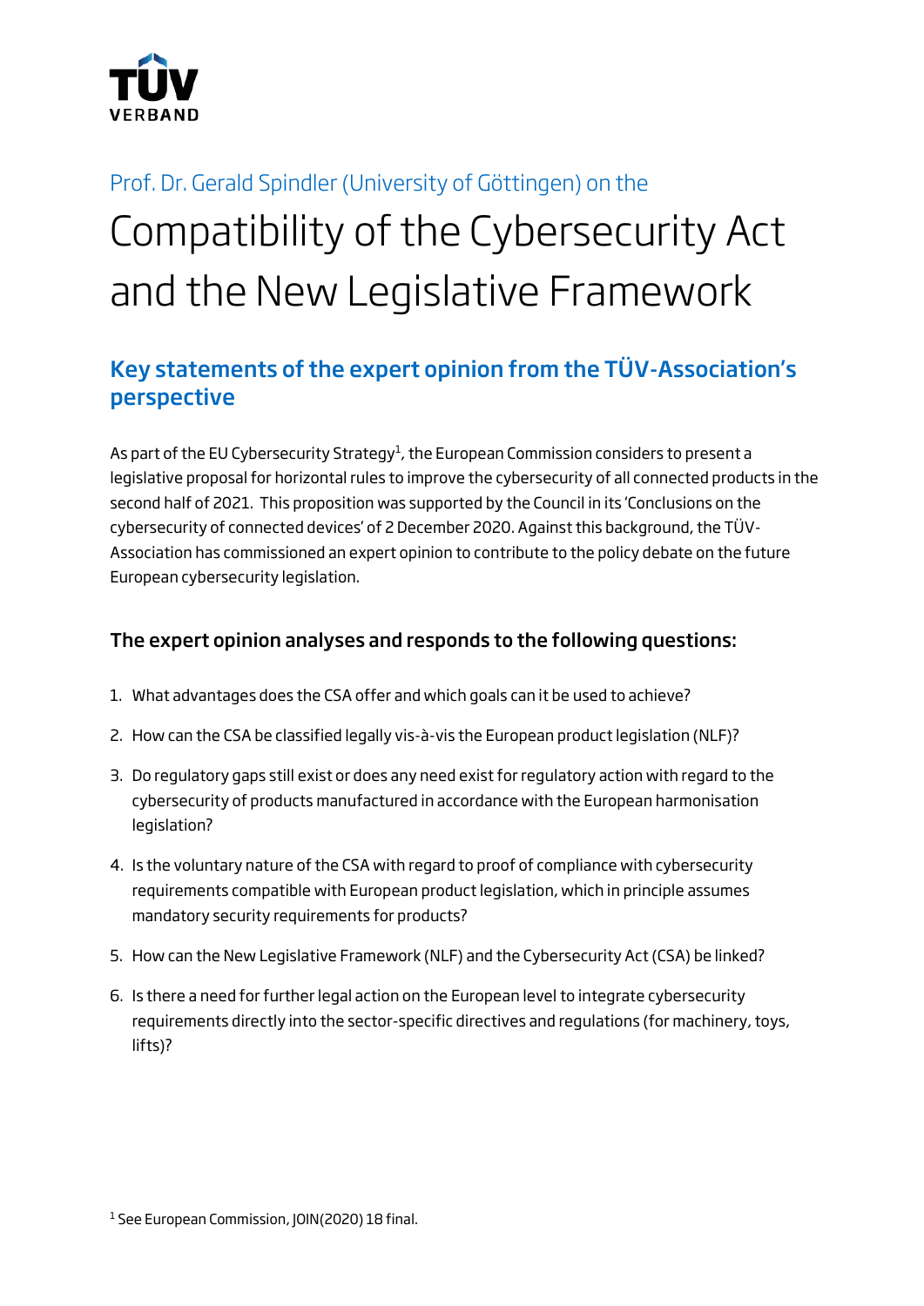Prof. Dr. Gerald Spindler (University of Göttingen) on the

# Compatibility of the Cybersecurity Act and the New Legislative Framework

## Key statements of the expert opinion from the TÜV-Association's perspective

As part of the EU Cybersecurity Strategy[1], the European Commission considers to present a legislative proposal for horizontal rules to improve the cybersecurity of all connected products in the second half of 2021. This proposition was supported by the Council in its 'Conclusions on the cybersecurity of connected devices' of 2 December 2020. Against this background, the TÜV-Association has commissioned an expert opinion to contribute to the policy debate on the future European cybersecurity legislation.

### The expert opinion analyses and responds to the following questions:

1. What advantages does the CSA offer and which goals can it be used to achieve?
2. How can the CSA be classified legally vis-à-vis the European product legislation (NLF)?
3. Do regulatory gaps still exist or does any need exist for regulatory action with regard to the cybersecurity of products manufactured in accordance with the European harmonisation legislation?
4. Is the voluntary nature of the CSA with regard to proof of compliance with cybersecurity requirements compatible with European product legislation, which in principle assumes mandatory security requirements for products?
5. How can the New Legislative Framework (NLF) and the Cybersecurity Act (CSA) be linked?
6. Is there a need for further legal action on the European level to integrate cybersecurity requirements directly into the sector-specific directives and regulations (for machinery, toys, lifts)?

[1] See European Commission, JOIN(2020) 18 final.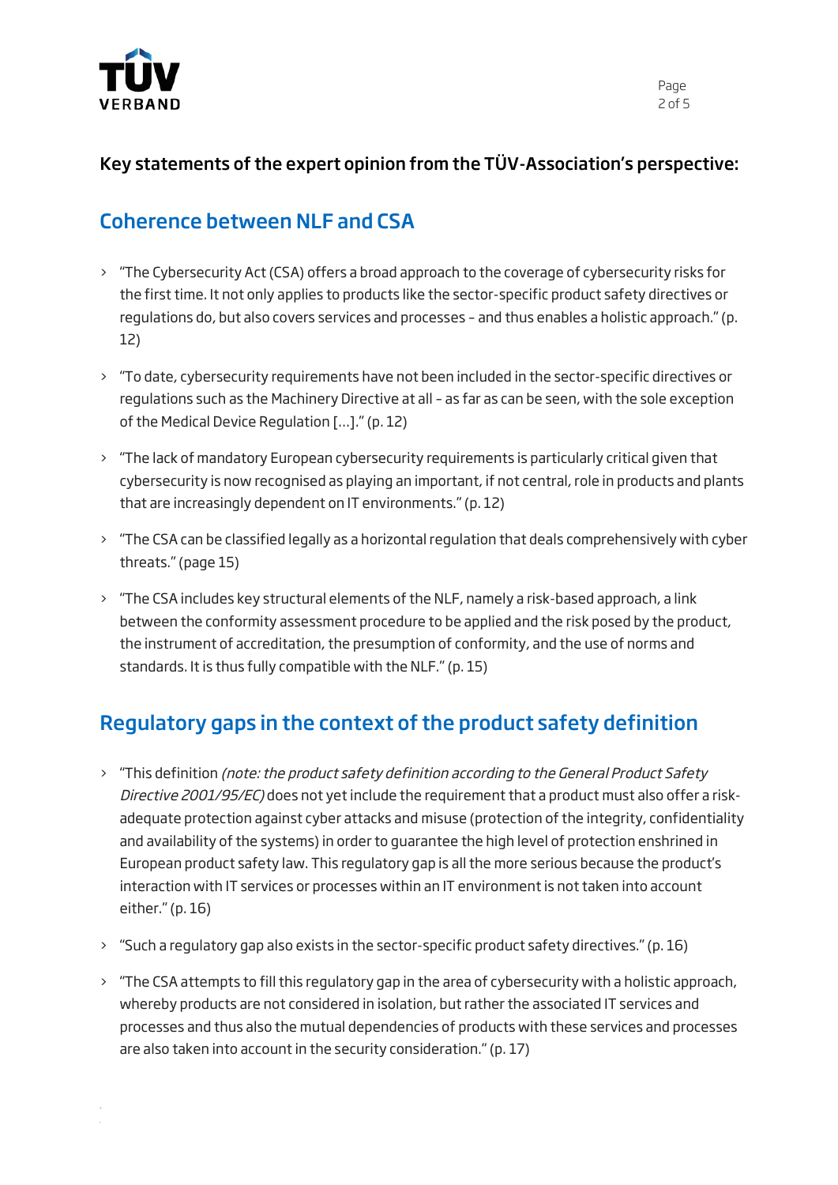## Key statements of the expert opinion from the TÜV-Association's perspective:

## Coherence between NLF and CSA

- "The Cybersecurity Act (CSA) offers a broad approach to the coverage of cybersecurity risks for the first time. It not only applies to products like the sector-specific product safety directives or regulations do, but also covers services and processes – and thus enables a holistic approach." (p. 12)
- "To date, cybersecurity requirements have not been included in the sector-specific directives or regulations such as the Machinery Directive at all – as far as can be seen, with the sole exception of the Medical Device Regulation [...]." (p. 12)
- "The lack of mandatory European cybersecurity requirements is particularly critical given that cybersecurity is now recognised as playing an important, if not central, role in products and plants that are increasingly dependent on IT environments." (p. 12)
- "The CSA can be classified legally as a horizontal regulation that deals comprehensively with cyber threats." (page 15)
- "The CSA includes key structural elements of the NLF, namely a risk-based approach, a link between the conformity assessment procedure to be applied and the risk posed by the product, the instrument of accreditation, the presumption of conformity, and the use of norms and standards. It is thus fully compatible with the NLF." (p. 15)

## Regulatory gaps in the context of the product safety definition

- "This definition *(note: the product safety definition according to the General Product Safety Directive 2001/95/EC)* does not yet include the requirement that a product must also offer a risk-adequate protection against cyber attacks and misuse (protection of the integrity, confidentiality and availability of the systems) in order to guarantee the high level of protection enshrined in European product safety law. This regulatory gap is all the more serious because the product's interaction with IT services or processes within an IT environment is not taken into account either." (p. 16)
- "Such a regulatory gap also exists in the sector-specific product safety directives." (p. 16)
- "The CSA attempts to fill this regulatory gap in the area of cybersecurity with a holistic approach, whereby products are not considered in isolation, but rather the associated IT services and processes and thus also the mutual dependencies of products with these services and processes are also taken into account in the security consideration." (p. 17)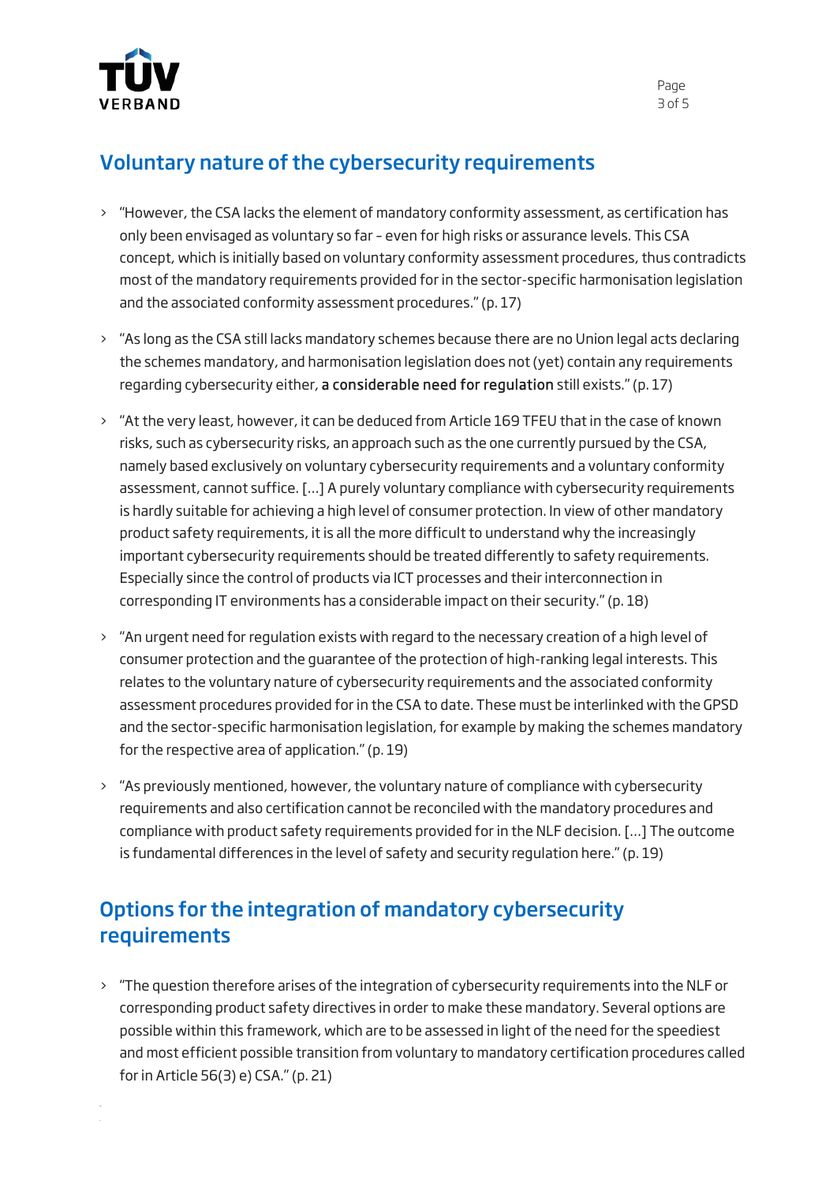## Voluntary nature of the cybersecurity requirements

- "However, the CSA lacks the element of mandatory conformity assessment, as certification has only been envisaged as voluntary so far – even for high risks or assurance levels. This CSA concept, which is initially based on voluntary conformity assessment procedures, thus contradicts most of the mandatory requirements provided for in the sector-specific harmonisation legislation and the associated conformity assessment procedures." (p. 17)
- "As long as the CSA still lacks mandatory schemes because there are no Union legal acts declaring the schemes mandatory, and harmonisation legislation does not (yet) contain any requirements regarding cybersecurity either, **a considerable need for regulation** still exists." (p. 17)
- "At the very least, however, it can be deduced from Article 169 TFEU that in the case of known risks, such as cybersecurity risks, an approach such as the one currently pursued by the CSA, namely based exclusively on voluntary cybersecurity requirements and a voluntary conformity assessment, cannot suffice. […] A purely voluntary compliance with cybersecurity requirements is hardly suitable for achieving a high level of consumer protection. In view of other mandatory product safety requirements, it is all the more difficult to understand why the increasingly important cybersecurity requirements should be treated differently to safety requirements. Especially since the control of products via ICT processes and their interconnection in corresponding IT environments has a considerable impact on their security." (p. 18)
- "An urgent need for regulation exists with regard to the necessary creation of a high level of consumer protection and the guarantee of the protection of high-ranking legal interests. This relates to the voluntary nature of cybersecurity requirements and the associated conformity assessment procedures provided for in the CSA to date. These must be interlinked with the GPSD and the sector-specific harmonisation legislation, for example by making the schemes mandatory for the respective area of application." (p. 19)
- "As previously mentioned, however, the voluntary nature of compliance with cybersecurity requirements and also certification cannot be reconciled with the mandatory procedures and compliance with product safety requirements provided for in the NLF decision. […] The outcome is fundamental differences in the level of safety and security regulation here." (p. 19)

## Options for the integration of mandatory cybersecurity requirements

- "The question therefore arises of the integration of cybersecurity requirements into the NLF or corresponding product safety directives in order to make these mandatory. Several options are possible within this framework, which are to be assessed in light of the need for the speediest and most efficient possible transition from voluntary to mandatory certification procedures called for in Article 56(3) e) CSA." (p. 21)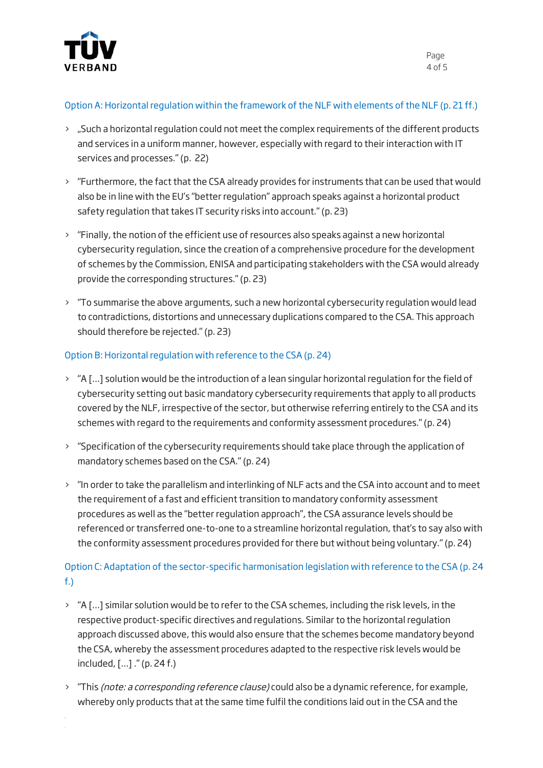### Option A: Horizontal regulation within the framework of the NLF with elements of the NLF (p. 21 ff.)

- „Such a horizontal regulation could not meet the complex requirements of the different products and services in a uniform manner, however, especially with regard to their interaction with IT services and processes." (p. 22)
- "Furthermore, the fact that the CSA already provides for instruments that can be used that would also be in line with the EU's "better regulation" approach speaks against a horizontal product safety regulation that takes IT security risks into account." (p. 23)
- "Finally, the notion of the efficient use of resources also speaks against a new horizontal cybersecurity regulation, since the creation of a comprehensive procedure for the development of schemes by the Commission, ENISA and participating stakeholders with the CSA would already provide the corresponding structures." (p. 23)
- "To summarise the above arguments, such a new horizontal cybersecurity regulation would lead to contradictions, distortions and unnecessary duplications compared to the CSA. This approach should therefore be rejected." (p. 23)

### Option B: Horizontal regulation with reference to the CSA (p. 24)

- "A [...] solution would be the introduction of a lean singular horizontal regulation for the field of cybersecurity setting out basic mandatory cybersecurity requirements that apply to all products covered by the NLF, irrespective of the sector, but otherwise referring entirely to the CSA and its schemes with regard to the requirements and conformity assessment procedures." (p. 24)
- "Specification of the cybersecurity requirements should take place through the application of mandatory schemes based on the CSA." (p. 24)
- "In order to take the parallelism and interlinking of NLF acts and the CSA into account and to meet the requirement of a fast and efficient transition to mandatory conformity assessment procedures as well as the "better regulation approach", the CSA assurance levels should be referenced or transferred one-to-one to a streamline horizontal regulation, that's to say also with the conformity assessment procedures provided for there but without being voluntary." (p. 24)

### Option C: Adaptation of the sector-specific harmonisation legislation with reference to the CSA (p. 24 f.)

- "A [...] similar solution would be to refer to the CSA schemes, including the risk levels, in the respective product-specific directives and regulations. Similar to the horizontal regulation approach discussed above, this would also ensure that the schemes become mandatory beyond the CSA, whereby the assessment procedures adapted to the respective risk levels would be included, [...] ." (p. 24 f.)
- "This *(note: a corresponding reference clause)* could also be a dynamic reference, for example, whereby only products that at the same time fulfil the conditions laid out in the CSA and the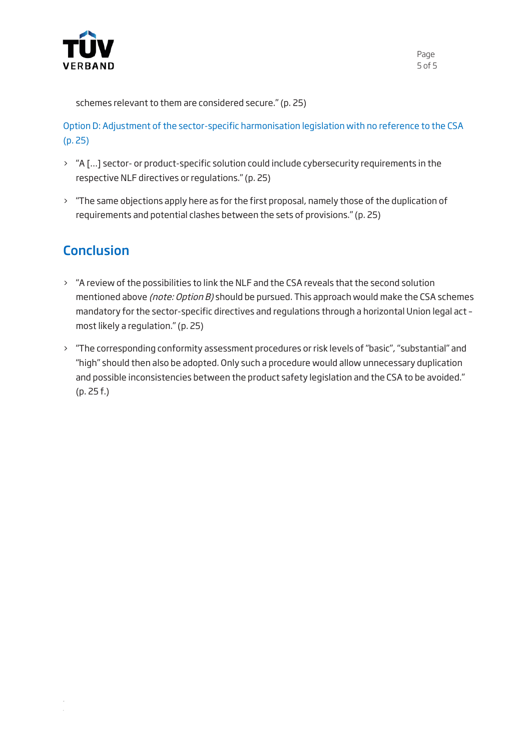schemes relevant to them are considered secure." (p. 25)

Option D: Adjustment of the sector-specific harmonisation legislation with no reference to the CSA (p. 25)

- "A [...] sector- or product-specific solution could include cybersecurity requirements in the respective NLF directives or regulations." (p. 25)
- "The same objections apply here as for the first proposal, namely those of the duplication of requirements and potential clashes between the sets of provisions." (p. 25)

## Conclusion

- "A review of the possibilities to link the NLF and the CSA reveals that the second solution mentioned above *(note: Option B)* should be pursued. This approach would make the CSA schemes mandatory for the sector-specific directives and regulations through a horizontal Union legal act - most likely a regulation." (p. 25)
- "The corresponding conformity assessment procedures or risk levels of "basic", "substantial" and "high" should then also be adopted. Only such a procedure would allow unnecessary duplication and possible inconsistencies between the product safety legislation and the CSA to be avoided." (p. 25 f.)